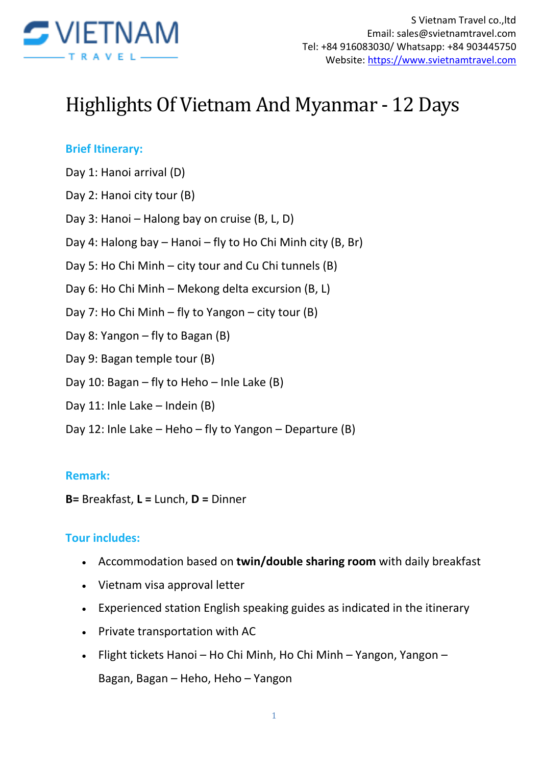S Vietnam Travel co.,ltd
Email: sales@svietnamtravel.com
Tel: +84 916083030/ Whatsapp: +84 903445750
Website: https://www.svietnamtravel.com

# Highlights Of Vietnam And Myanmar - 12 Days

## Brief Itinerary:

Day 1: Hanoi arrival (D)

Day 2: Hanoi city tour (B)

Day 3: Hanoi – Halong bay on cruise (B, L, D)

Day 4: Halong bay – Hanoi – fly to Ho Chi Minh city (B, Br)

Day 5: Ho Chi Minh – city tour and Cu Chi tunnels (B)

Day 6: Ho Chi Minh – Mekong delta excursion (B, L)

Day 7: Ho Chi Minh – fly to Yangon – city tour (B)

Day 8: Yangon – fly to Bagan (B)

Day 9: Bagan temple tour (B)

Day 10: Bagan – fly to Heho – Inle Lake (B)

Day 11: Inle Lake – Indein (B)

Day 12: Inle Lake – Heho – fly to Yangon – Departure (B)

## Remark:

**B=** Breakfast, **L =** Lunch, **D =** Dinner

## Tour includes:

- Accommodation based on **twin/double sharing room** with daily breakfast
- Vietnam visa approval letter
- Experienced station English speaking guides as indicated in the itinerary
- Private transportation with AC
- Flight tickets Hanoi – Ho Chi Minh, Ho Chi Minh – Yangon, Yangon – Bagan, Bagan – Heho, Heho – Yangon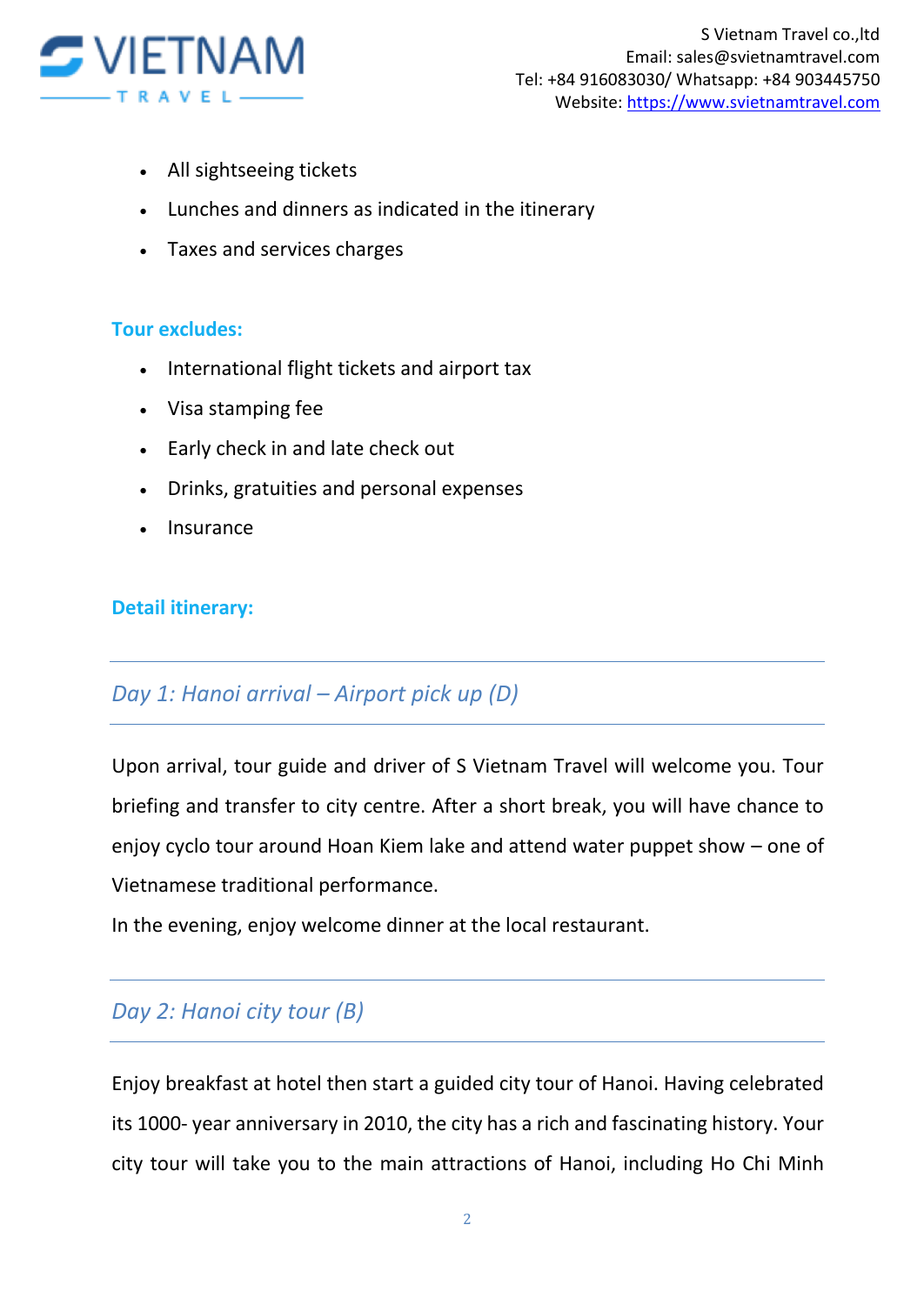- All sightseeing tickets
- Lunches and dinners as indicated in the itinerary
- Taxes and services charges

**Tour excludes:**

- International flight tickets and airport tax
- Visa stamping fee
- Early check in and late check out
- Drinks, gratuities and personal expenses
- Insurance

**Detail itinerary:**

### *Day 1: Hanoi arrival – Airport pick up (D)*

Upon arrival, tour guide and driver of S Vietnam Travel will welcome you. Tour briefing and transfer to city centre. After a short break, you will have chance to enjoy cyclo tour around Hoan Kiem lake and attend water puppet show – one of Vietnamese traditional performance.

In the evening, enjoy welcome dinner at the local restaurant.

### *Day 2: Hanoi city tour (B)*

Enjoy breakfast at hotel then start a guided city tour of Hanoi. Having celebrated its 1000- year anniversary in 2010, the city has a rich and fascinating history. Your city tour will take you to the main attractions of Hanoi, including Ho Chi Minh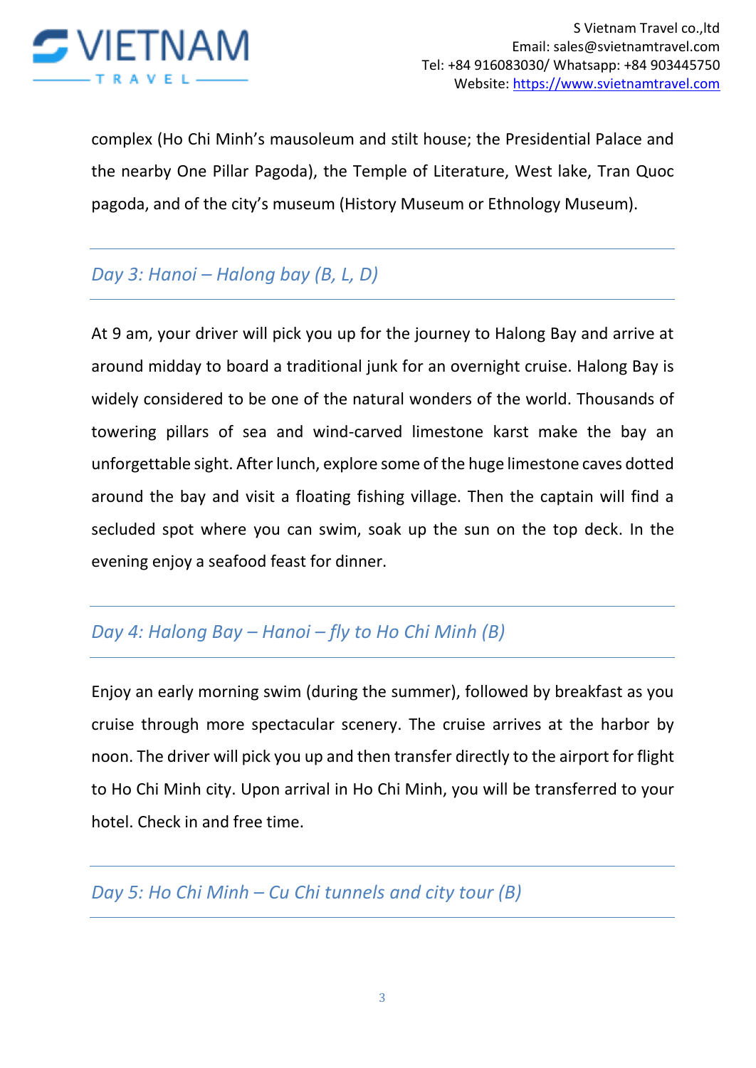complex (Ho Chi Minh's mausoleum and stilt house; the Presidential Palace and the nearby One Pillar Pagoda), the Temple of Literature, West lake, Tran Quoc pagoda, and of the city's museum (History Museum or Ethnology Museum).

## *Day 3: Hanoi – Halong bay (B, L, D)*

At 9 am, your driver will pick you up for the journey to Halong Bay and arrive at around midday to board a traditional junk for an overnight cruise. Halong Bay is widely considered to be one of the natural wonders of the world. Thousands of towering pillars of sea and wind-carved limestone karst make the bay an unforgettable sight. After lunch, explore some of the huge limestone caves dotted around the bay and visit a floating fishing village. Then the captain will find a secluded spot where you can swim, soak up the sun on the top deck. In the evening enjoy a seafood feast for dinner.

## *Day 4: Halong Bay – Hanoi – fly to Ho Chi Minh (B)*

Enjoy an early morning swim (during the summer), followed by breakfast as you cruise through more spectacular scenery. The cruise arrives at the harbor by noon. The driver will pick you up and then transfer directly to the airport for flight to Ho Chi Minh city. Upon arrival in Ho Chi Minh, you will be transferred to your hotel. Check in and free time.

## *Day 5: Ho Chi Minh – Cu Chi tunnels and city tour (B)*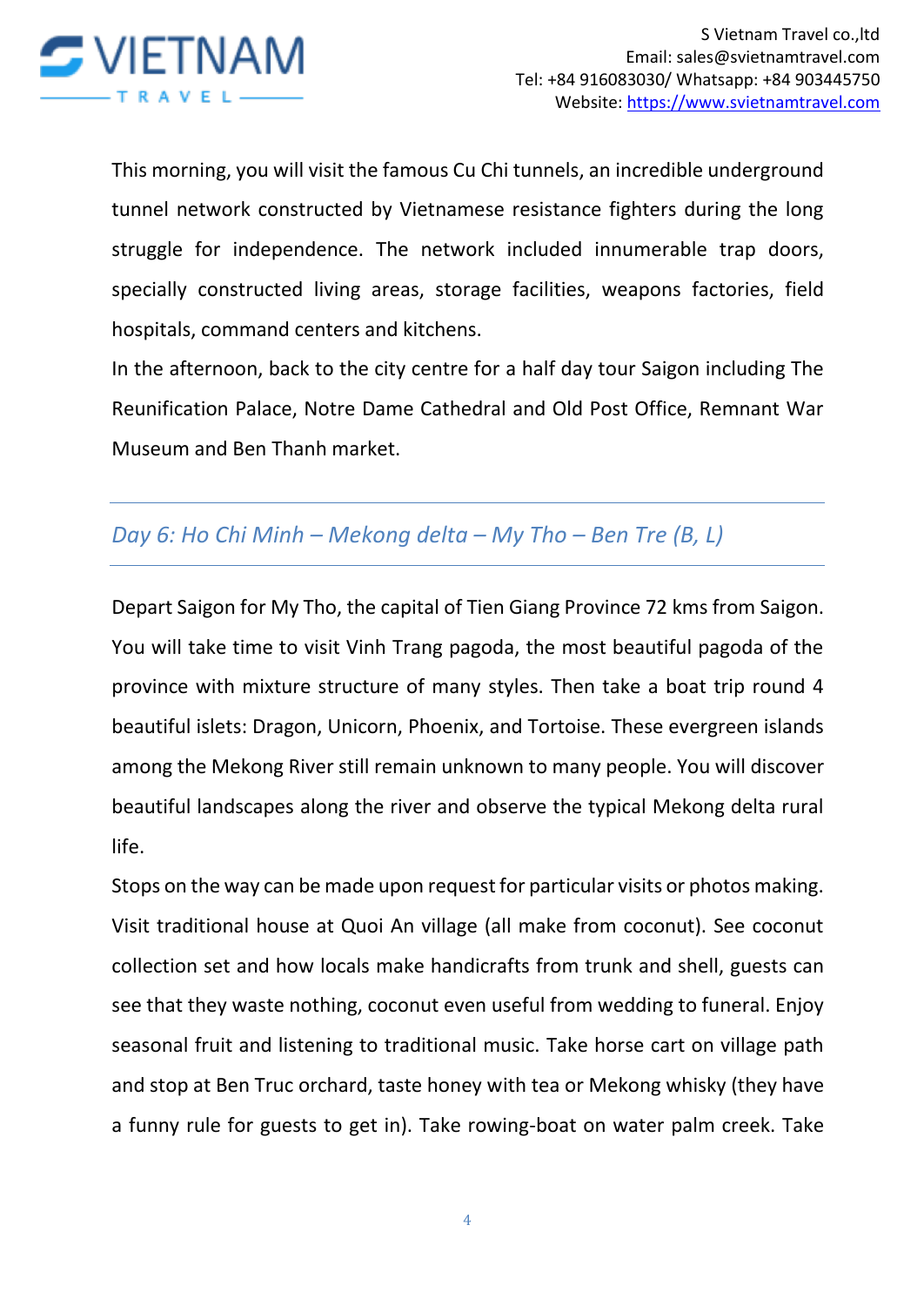This morning, you will visit the famous Cu Chi tunnels, an incredible underground tunnel network constructed by Vietnamese resistance fighters during the long struggle for independence. The network included innumerable trap doors, specially constructed living areas, storage facilities, weapons factories, field hospitals, command centers and kitchens.

In the afternoon, back to the city centre for a half day tour Saigon including The Reunification Palace, Notre Dame Cathedral and Old Post Office, Remnant War Museum and Ben Thanh market.

---

## *Day 6: Ho Chi Minh – Mekong delta – My Tho – Ben Tre (B, L)*

---

Depart Saigon for My Tho, the capital of Tien Giang Province 72 kms from Saigon. You will take time to visit Vinh Trang pagoda, the most beautiful pagoda of the province with mixture structure of many styles. Then take a boat trip round 4 beautiful islets: Dragon, Unicorn, Phoenix, and Tortoise. These evergreen islands among the Mekong River still remain unknown to many people. You will discover beautiful landscapes along the river and observe the typical Mekong delta rural life.

Stops on the way can be made upon request for particular visits or photos making. Visit traditional house at Quoi An village (all make from coconut). See coconut collection set and how locals make handicrafts from trunk and shell, guests can see that they waste nothing, coconut even useful from wedding to funeral. Enjoy seasonal fruit and listening to traditional music. Take horse cart on village path and stop at Ben Truc orchard, taste honey with tea or Mekong whisky (they have a funny rule for guests to get in). Take rowing-boat on water palm creek. Take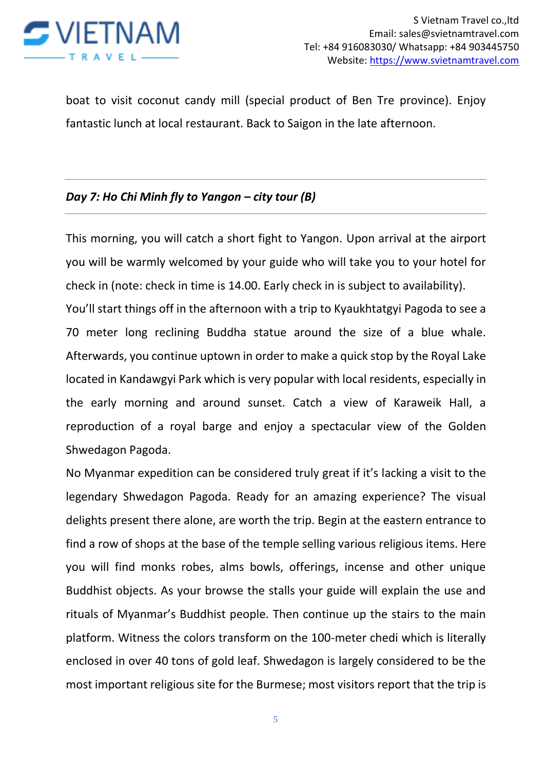boat to visit coconut candy mill (special product of Ben Tre province). Enjoy fantastic lunch at local restaurant. Back to Saigon in the late afternoon.

### *Day 7: Ho Chi Minh fly to Yangon – city tour (B)*

This morning, you will catch a short fight to Yangon. Upon arrival at the airport you will be warmly welcomed by your guide who will take you to your hotel for check in (note: check in time is 14.00. Early check in is subject to availability). You'll start things off in the afternoon with a trip to Kyaukhtatgyi Pagoda to see a 70 meter long reclining Buddha statue around the size of a blue whale. Afterwards, you continue uptown in order to make a quick stop by the Royal Lake located in Kandawgyi Park which is very popular with local residents, especially in the early morning and around sunset. Catch a view of Karaweik Hall, a reproduction of a royal barge and enjoy a spectacular view of the Golden Shwedagon Pagoda.

No Myanmar expedition can be considered truly great if it's lacking a visit to the legendary Shwedagon Pagoda. Ready for an amazing experience? The visual delights present there alone, are worth the trip. Begin at the eastern entrance to find a row of shops at the base of the temple selling various religious items. Here you will find monks robes, alms bowls, offerings, incense and other unique Buddhist objects. As your browse the stalls your guide will explain the use and rituals of Myanmar's Buddhist people. Then continue up the stairs to the main platform. Witness the colors transform on the 100-meter chedi which is literally enclosed in over 40 tons of gold leaf. Shwedagon is largely considered to be the most important religious site for the Burmese; most visitors report that the trip is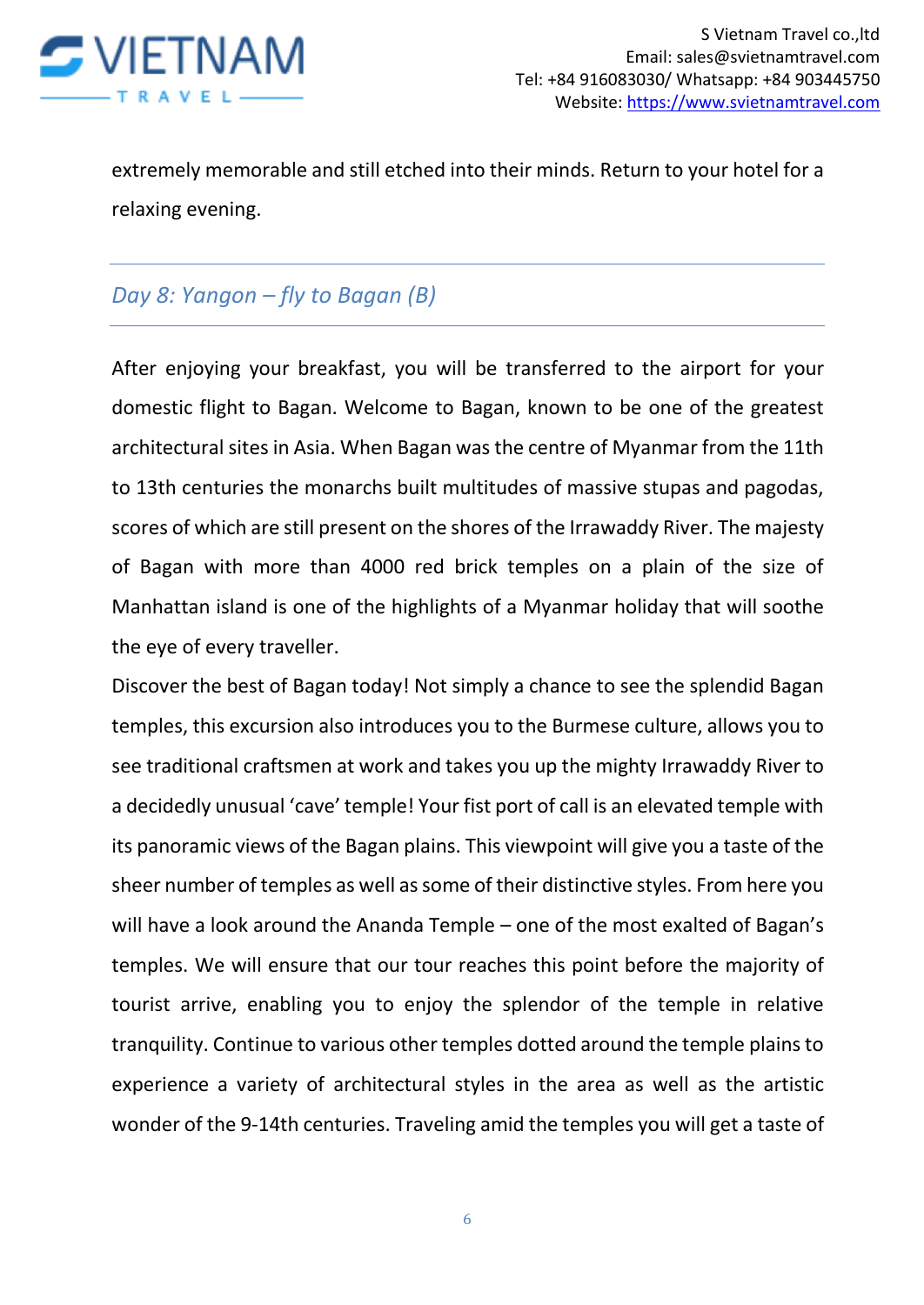extremely memorable and still etched into their minds. Return to your hotel for a relaxing evening.

## *Day 8: Yangon – fly to Bagan (B)*

After enjoying your breakfast, you will be transferred to the airport for your domestic flight to Bagan. Welcome to Bagan, known to be one of the greatest architectural sites in Asia. When Bagan was the centre of Myanmar from the 11th to 13th centuries the monarchs built multitudes of massive stupas and pagodas, scores of which are still present on the shores of the Irrawaddy River. The majesty of Bagan with more than 4000 red brick temples on a plain of the size of Manhattan island is one of the highlights of a Myanmar holiday that will soothe the eye of every traveller.

Discover the best of Bagan today! Not simply a chance to see the splendid Bagan temples, this excursion also introduces you to the Burmese culture, allows you to see traditional craftsmen at work and takes you up the mighty Irrawaddy River to a decidedly unusual 'cave' temple! Your fist port of call is an elevated temple with its panoramic views of the Bagan plains. This viewpoint will give you a taste of the sheer number of temples as well as some of their distinctive styles. From here you will have a look around the Ananda Temple – one of the most exalted of Bagan's temples. We will ensure that our tour reaches this point before the majority of tourist arrive, enabling you to enjoy the splendor of the temple in relative tranquility. Continue to various other temples dotted around the temple plains to experience a variety of architectural styles in the area as well as the artistic wonder of the 9-14th centuries. Traveling amid the temples you will get a taste of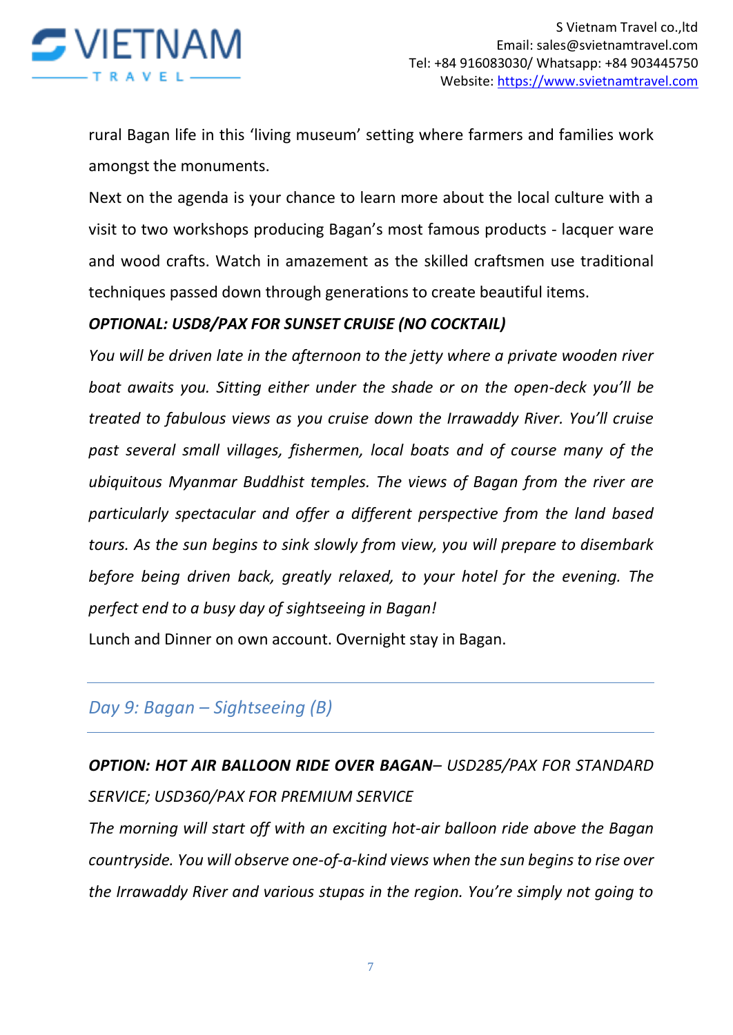rural Bagan life in this 'living museum' setting where farmers and families work amongst the monuments.

Next on the agenda is your chance to learn more about the local culture with a visit to two workshops producing Bagan's most famous products - lacquer ware and wood crafts. Watch in amazement as the skilled craftsmen use traditional techniques passed down through generations to create beautiful items.

***OPTIONAL: USD8/PAX FOR SUNSET CRUISE (NO COCKTAIL)***

*You will be driven late in the afternoon to the jetty where a private wooden river boat awaits you. Sitting either under the shade or on the open-deck you'll be treated to fabulous views as you cruise down the Irrawaddy River. You'll cruise past several small villages, fishermen, local boats and of course many of the ubiquitous Myanmar Buddhist temples. The views of Bagan from the river are particularly spectacular and offer a different perspective from the land based tours. As the sun begins to sink slowly from view, you will prepare to disembark before being driven back, greatly relaxed, to your hotel for the evening. The perfect end to a busy day of sightseeing in Bagan!*

Lunch and Dinner on own account. Overnight stay in Bagan.

---

## *Day 9: Bagan – Sightseeing (B)*

---

***OPTION: HOT AIR BALLOON RIDE OVER BAGAN**– USD285/PAX FOR STANDARD SERVICE; USD360/PAX FOR PREMIUM SERVICE*

*The morning will start off with an exciting hot-air balloon ride above the Bagan countryside. You will observe one-of-a-kind views when the sun begins to rise over the Irrawaddy River and various stupas in the region. You're simply not going to*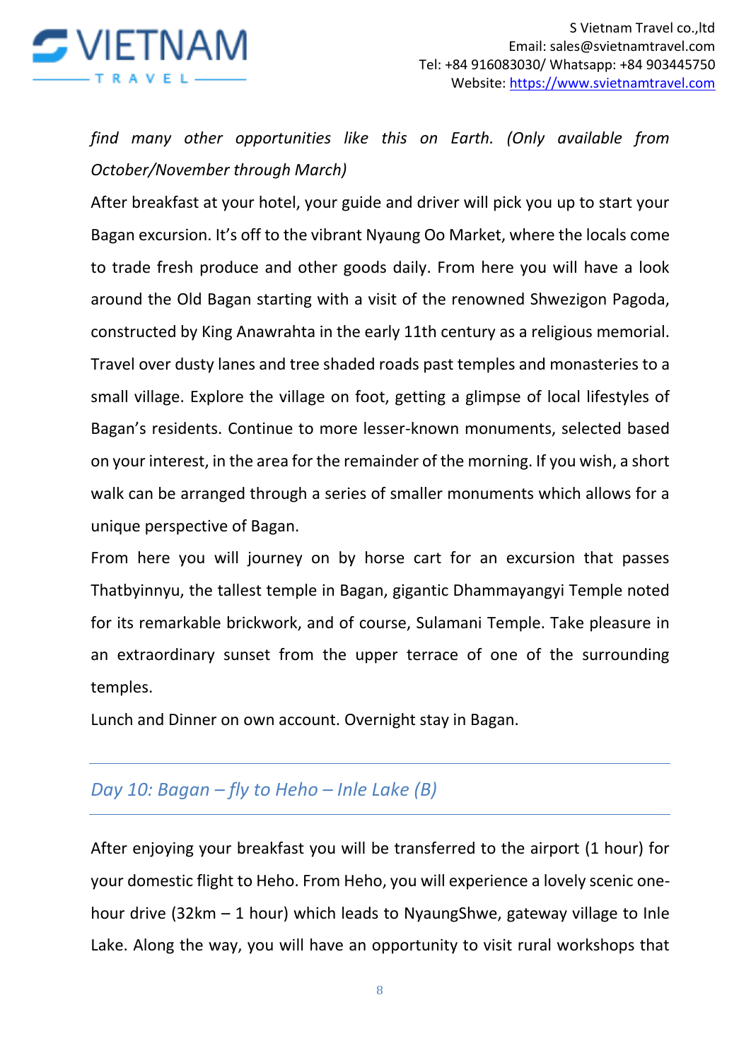*find many other opportunities like this on Earth. (Only available from October/November through March)*

After breakfast at your hotel, your guide and driver will pick you up to start your Bagan excursion. It's off to the vibrant Nyaung Oo Market, where the locals come to trade fresh produce and other goods daily. From here you will have a look around the Old Bagan starting with a visit of the renowned Shwezigon Pagoda, constructed by King Anawrahta in the early 11th century as a religious memorial. Travel over dusty lanes and tree shaded roads past temples and monasteries to a small village. Explore the village on foot, getting a glimpse of local lifestyles of Bagan's residents. Continue to more lesser-known monuments, selected based on your interest, in the area for the remainder of the morning. If you wish, a short walk can be arranged through a series of smaller monuments which allows for a unique perspective of Bagan.

From here you will journey on by horse cart for an excursion that passes Thatbyinnyu, the tallest temple in Bagan, gigantic Dhammayangyi Temple noted for its remarkable brickwork, and of course, Sulamani Temple. Take pleasure in an extraordinary sunset from the upper terrace of one of the surrounding temples.

Lunch and Dinner on own account. Overnight stay in Bagan.

---

## *Day 10: Bagan – fly to Heho – Inle Lake (B)*

---

After enjoying your breakfast you will be transferred to the airport (1 hour) for your domestic flight to Heho. From Heho, you will experience a lovely scenic one-hour drive (32km – 1 hour) which leads to NyaungShwe, gateway village to Inle Lake. Along the way, you will have an opportunity to visit rural workshops that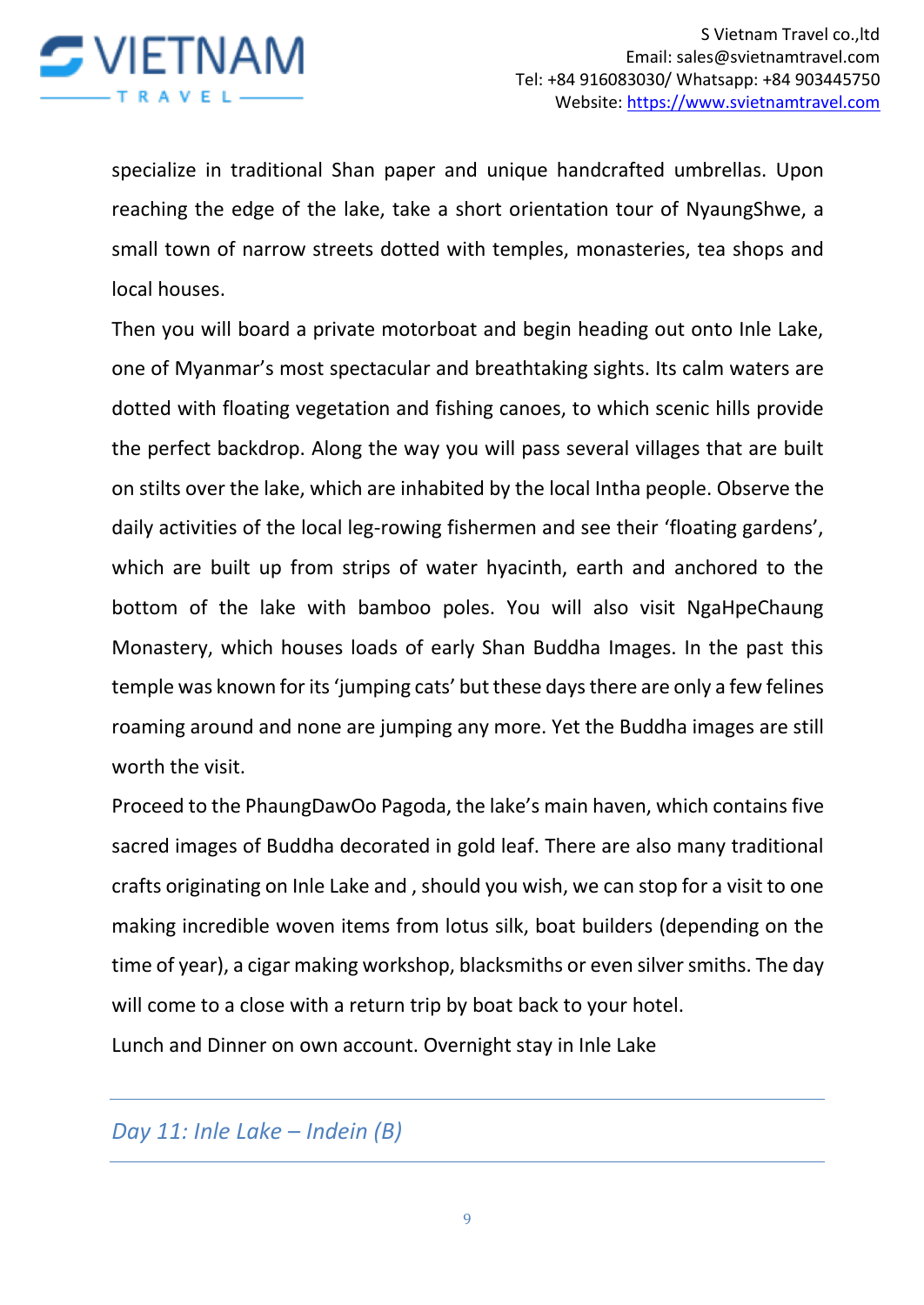specialize in traditional Shan paper and unique handcrafted umbrellas. Upon reaching the edge of the lake, take a short orientation tour of NyaungShwe, a small town of narrow streets dotted with temples, monasteries, tea shops and local houses.

Then you will board a private motorboat and begin heading out onto Inle Lake, one of Myanmar's most spectacular and breathtaking sights. Its calm waters are dotted with floating vegetation and fishing canoes, to which scenic hills provide the perfect backdrop. Along the way you will pass several villages that are built on stilts over the lake, which are inhabited by the local Intha people. Observe the daily activities of the local leg-rowing fishermen and see their 'floating gardens', which are built up from strips of water hyacinth, earth and anchored to the bottom of the lake with bamboo poles. You will also visit NgaHpeChaung Monastery, which houses loads of early Shan Buddha Images. In the past this temple was known for its 'jumping cats' but these days there are only a few felines roaming around and none are jumping any more. Yet the Buddha images are still worth the visit.

Proceed to the PhaungDawOo Pagoda, the lake's main haven, which contains five sacred images of Buddha decorated in gold leaf. There are also many traditional crafts originating on Inle Lake and , should you wish, we can stop for a visit to one making incredible woven items from lotus silk, boat builders (depending on the time of year), a cigar making workshop, blacksmiths or even silver smiths. The day will come to a close with a return trip by boat back to your hotel.

Lunch and Dinner on own account. Overnight stay in Inle Lake

---

## *Day 11: Inle Lake – Indein (B)*

---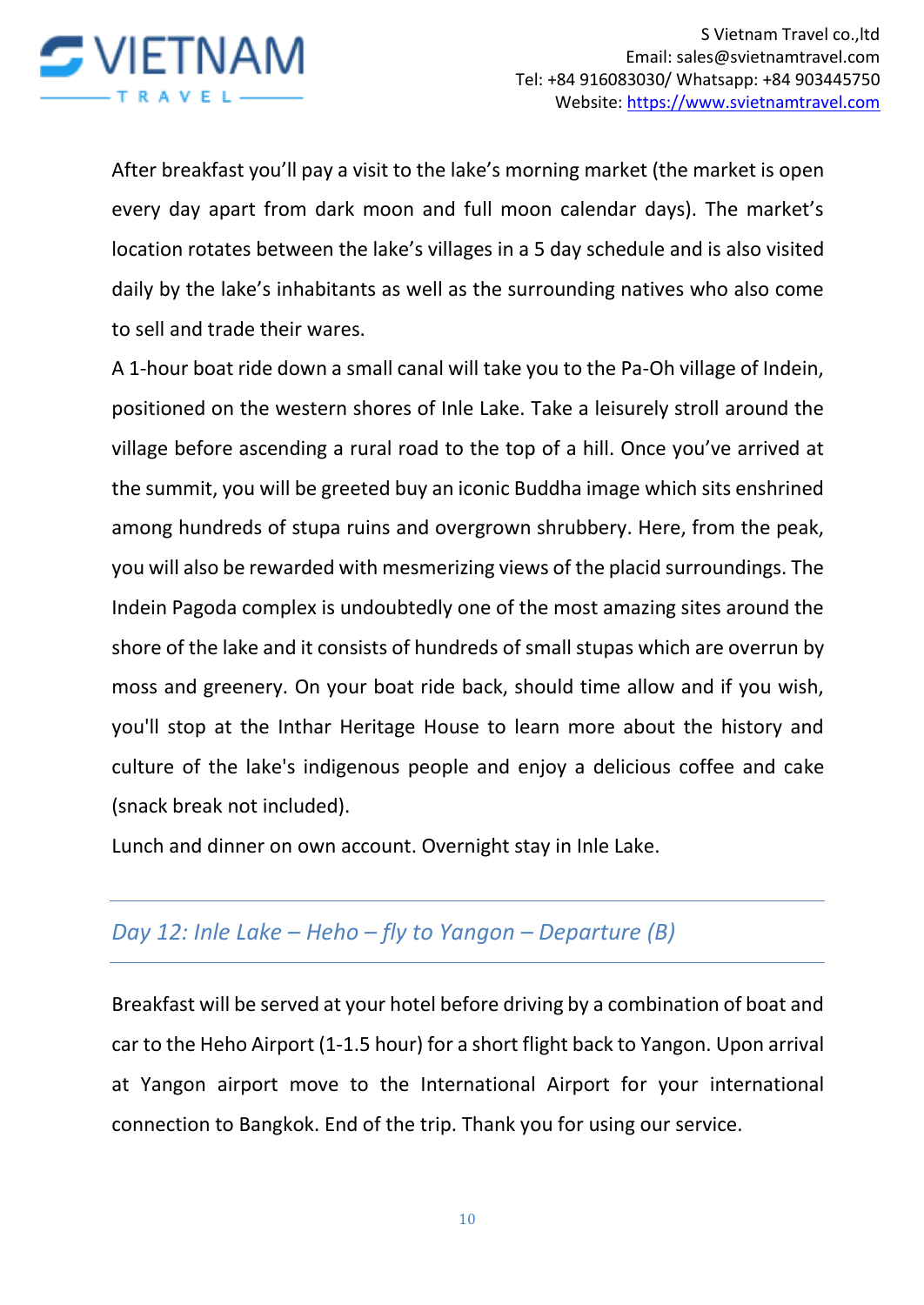After breakfast you'll pay a visit to the lake's morning market (the market is open every day apart from dark moon and full moon calendar days). The market's location rotates between the lake's villages in a 5 day schedule and is also visited daily by the lake's inhabitants as well as the surrounding natives who also come to sell and trade their wares.

A 1-hour boat ride down a small canal will take you to the Pa-Oh village of Indein, positioned on the western shores of Inle Lake. Take a leisurely stroll around the village before ascending a rural road to the top of a hill. Once you've arrived at the summit, you will be greeted buy an iconic Buddha image which sits enshrined among hundreds of stupa ruins and overgrown shrubbery. Here, from the peak, you will also be rewarded with mesmerizing views of the placid surroundings. The Indein Pagoda complex is undoubtedly one of the most amazing sites around the shore of the lake and it consists of hundreds of small stupas which are overrun by moss and greenery. On your boat ride back, should time allow and if you wish, you'll stop at the Inthar Heritage House to learn more about the history and culture of the lake's indigenous people and enjoy a delicious coffee and cake (snack break not included).

Lunch and dinner on own account. Overnight stay in Inle Lake.

## *Day 12: Inle Lake – Heho – fly to Yangon – Departure (B)*

Breakfast will be served at your hotel before driving by a combination of boat and car to the Heho Airport (1-1.5 hour) for a short flight back to Yangon. Upon arrival at Yangon airport move to the International Airport for your international connection to Bangkok. End of the trip. Thank you for using our service.